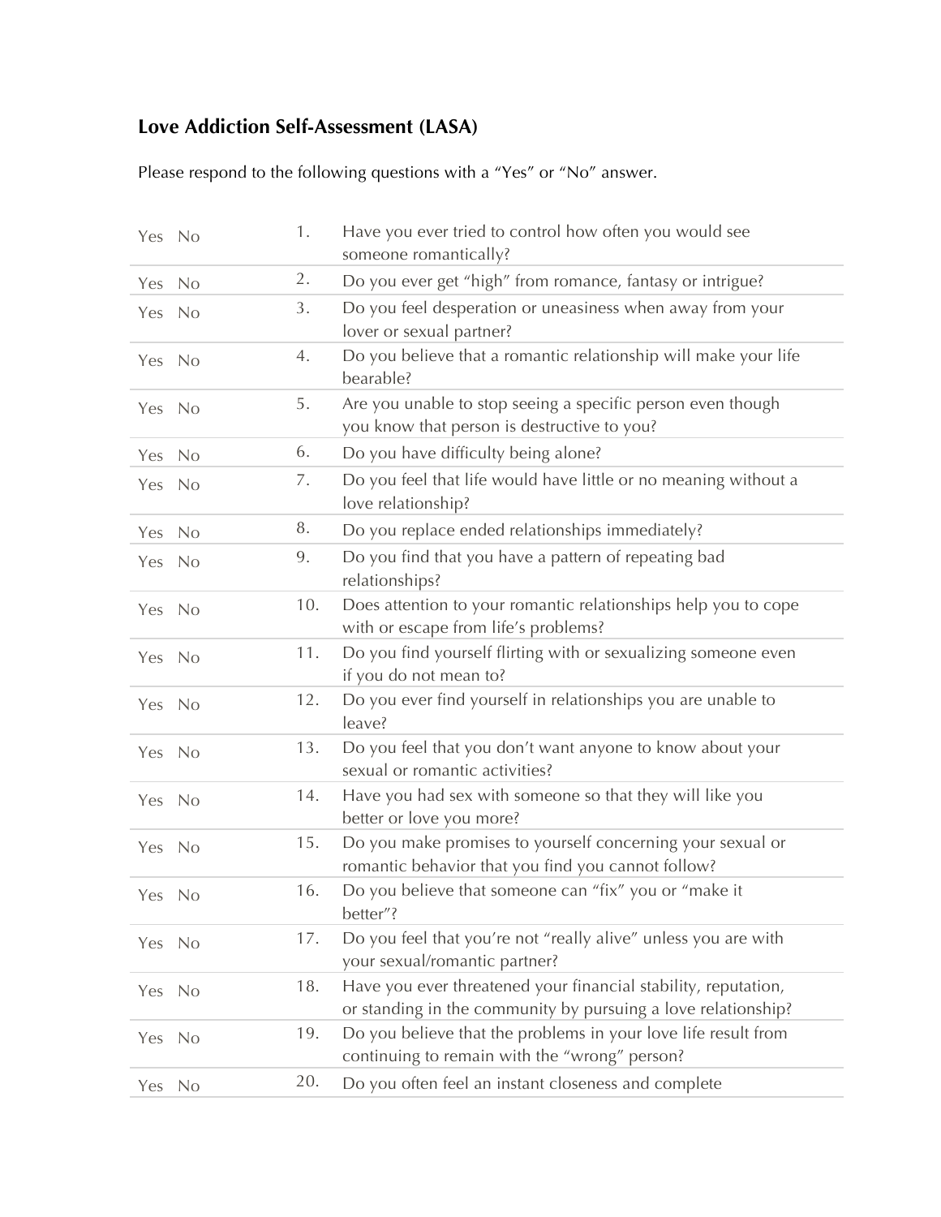## Love Addiction Self-Assessment (LASA)

Please respond to the following questions with a "Yes" or "No" answer.

| | | |
|---|---|---|
| Yes No | 1. | Have you ever tried to control how often you would see someone romantically? |
| Yes No | 2. | Do you ever get "high" from romance, fantasy or intrigue? |
| Yes No | 3. | Do you feel desperation or uneasiness when away from your lover or sexual partner? |
| Yes No | 4. | Do you believe that a romantic relationship will make your life bearable? |
| Yes No | 5. | Are you unable to stop seeing a specific person even though you know that person is destructive to you? |
| Yes No | 6. | Do you have difficulty being alone? |
| Yes No | 7. | Do you feel that life would have little or no meaning without a love relationship? |
| Yes No | 8. | Do you replace ended relationships immediately? |
| Yes No | 9. | Do you find that you have a pattern of repeating bad relationships? |
| Yes No | 10. | Does attention to your romantic relationships help you to cope with or escape from life's problems? |
| Yes No | 11. | Do you find yourself flirting with or sexualizing someone even if you do not mean to? |
| Yes No | 12. | Do you ever find yourself in relationships you are unable to leave? |
| Yes No | 13. | Do you feel that you don't want anyone to know about your sexual or romantic activities? |
| Yes No | 14. | Have you had sex with someone so that they will like you better or love you more? |
| Yes No | 15. | Do you make promises to yourself concerning your sexual or romantic behavior that you find you cannot follow? |
| Yes No | 16. | Do you believe that someone can "fix" you or "make it better"? |
| Yes No | 17. | Do you feel that you're not "really alive" unless you are with your sexual/romantic partner? |
| Yes No | 18. | Have you ever threatened your financial stability, reputation, or standing in the community by pursuing a love relationship? |
| Yes No | 19. | Do you believe that the problems in your love life result from continuing to remain with the "wrong" person? |
| Yes No | 20. | Do you often feel an instant closeness and complete |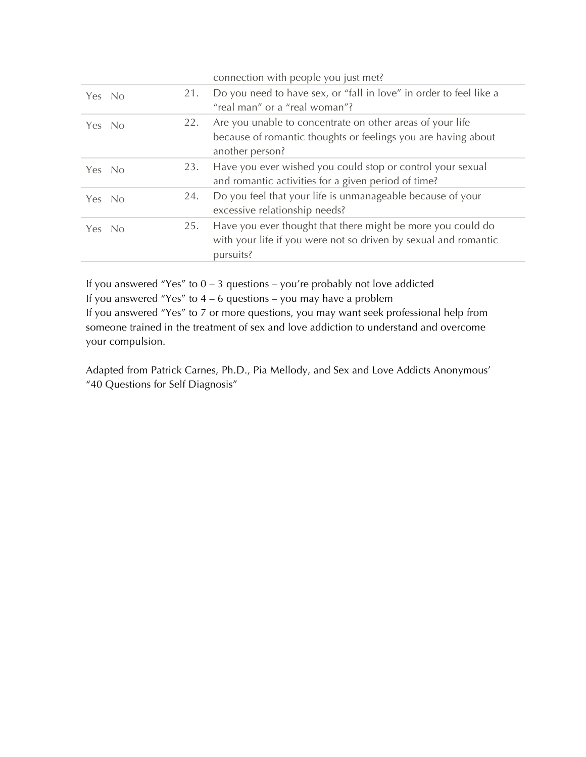| | | |
|---|---|---|
| | | connection with people you just met? |
| Yes No | 21. | Do you need to have sex, or "fall in love" in order to feel like a "real man" or a "real woman"? |
| Yes No | 22. | Are you unable to concentrate on other areas of your life because of romantic thoughts or feelings you are having about another person? |
| Yes No | 23. | Have you ever wished you could stop or control your sexual and romantic activities for a given period of time? |
| Yes No | 24. | Do you feel that your life is unmanageable because of your excessive relationship needs? |
| Yes No | 25. | Have you ever thought that there might be more you could do with your life if you were not so driven by sexual and romantic pursuits? |

If you answered "Yes" to 0 – 3 questions – you're probably not love addicted
If you answered "Yes" to 4 – 6 questions – you may have a problem
If you answered "Yes" to 7 or more questions, you may want seek professional help from someone trained in the treatment of sex and love addiction to understand and overcome your compulsion.

Adapted from Patrick Carnes, Ph.D., Pia Mellody, and Sex and Love Addicts Anonymous' "40 Questions for Self Diagnosis"